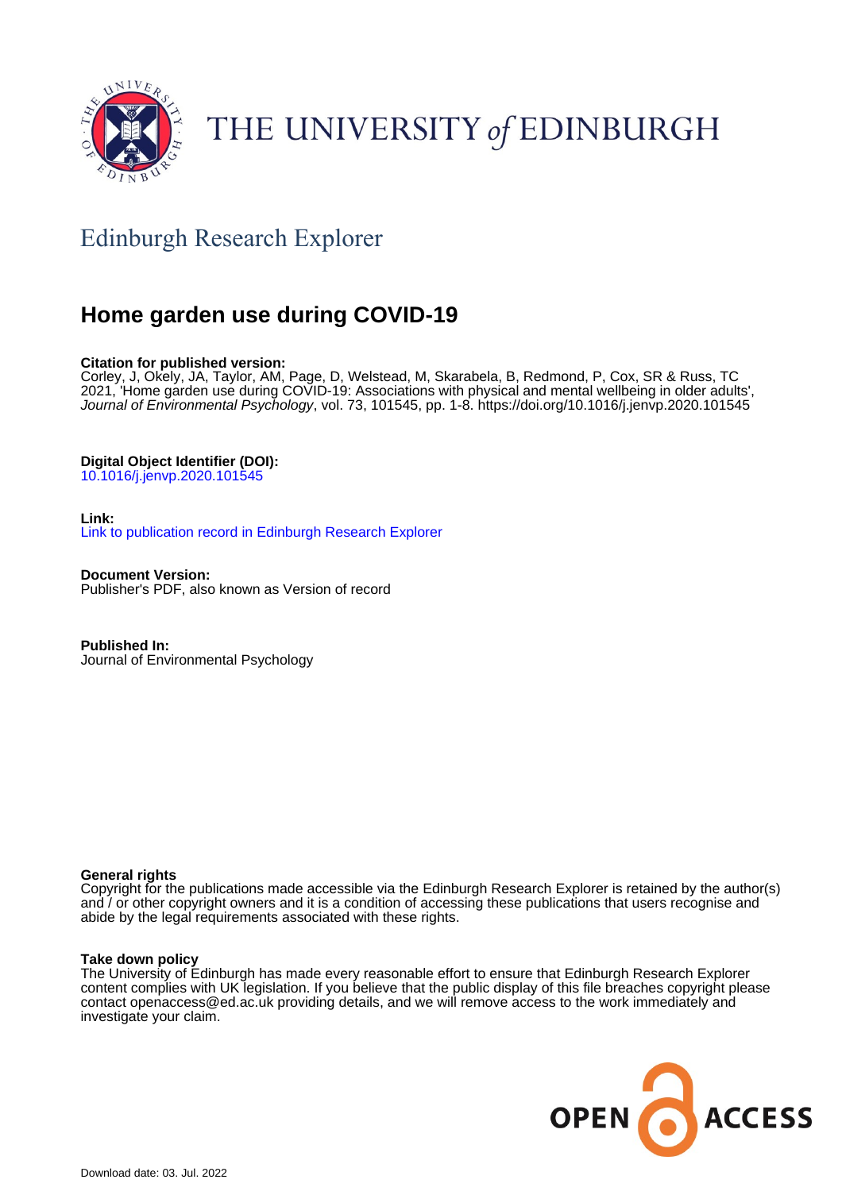# Edinburgh Research Explorer

## Home garden use during COVID-19

**Citation for published version:**
Corley, J, Okely, JA, Taylor, AM, Page, D, Welstead, M, Skarabela, B, Redmond, P, Cox, SR & Russ, TC 2021, 'Home garden use during COVID-19: Associations with physical and mental wellbeing in older adults', *Journal of Environmental Psychology*, vol. 73, 101545, pp. 1-8. https://doi.org/10.1016/j.jenvp.2020.101545

**Digital Object Identifier (DOI):**
10.1016/j.jenvp.2020.101545

**Link:**
Link to publication record in Edinburgh Research Explorer

**Document Version:**
Publisher's PDF, also known as Version of record

**Published In:**
Journal of Environmental Psychology

**General rights**
Copyright for the publications made accessible via the Edinburgh Research Explorer is retained by the author(s) and / or other copyright owners and it is a condition of accessing these publications that users recognise and abide by the legal requirements associated with these rights.

**Take down policy**
The University of Edinburgh has made every reasonable effort to ensure that Edinburgh Research Explorer content complies with UK legislation. If you believe that the public display of this file breaches copyright please contact openaccess@ed.ac.uk providing details, and we will remove access to the work immediately and investigate your claim.

Download date: 03. Jul. 2022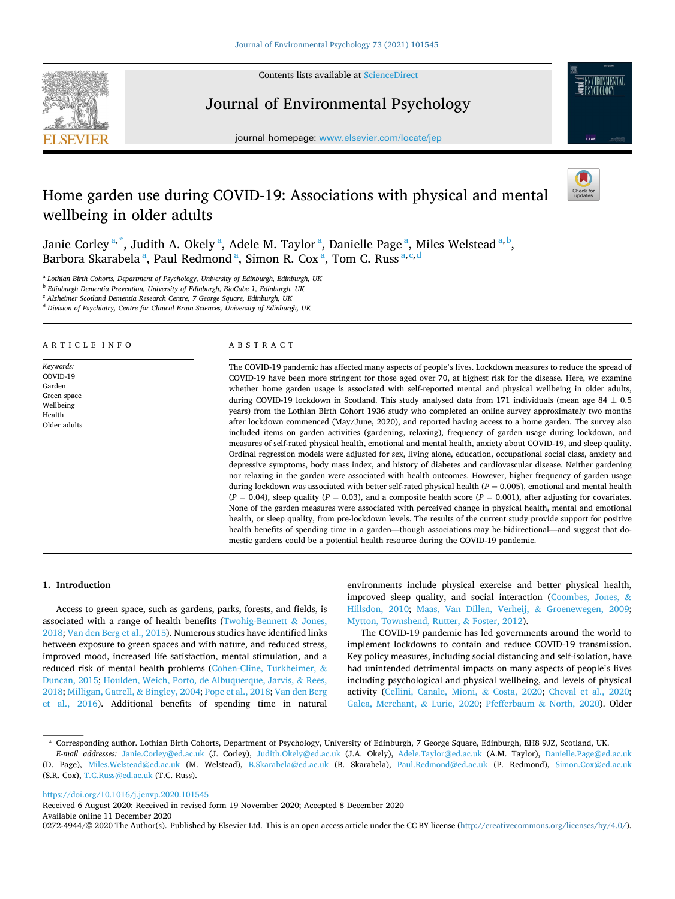# Home garden use during COVID-19: Associations with physical and mental wellbeing in older adults

Janie Corley[a,*], Judith A. Okely[a], Adele M. Taylor[a], Danielle Page[a], Miles Welstead[a,b], Barbora Skarabela[a], Paul Redmond[a], Simon R. Cox[a], Tom C. Russ[a,c,d]

[a] Lothian Birth Cohorts, Department of Psychology, University of Edinburgh, Edinburgh, UK
[b] Edinburgh Dementia Prevention, University of Edinburgh, BioCube 1, Edinburgh, UK
[c] Alzheimer Scotland Dementia Research Centre, 7 George Square, Edinburgh, UK
[d] Division of Psychiatry, Centre for Clinical Brain Sciences, University of Edinburgh, UK

## ARTICLE INFO

*Keywords:*
COVID-19
Garden
Green space
Wellbeing
Health
Older adults

## ABSTRACT

The COVID-19 pandemic has affected many aspects of people's lives. Lockdown measures to reduce the spread of COVID-19 have been more stringent for those aged over 70, at highest risk for the disease. Here, we examine whether home garden usage is associated with self-reported mental and physical wellbeing in older adults, during COVID-19 lockdown in Scotland. This study analysed data from 171 individuals (mean age 84 ± 0.5 years) from the Lothian Birth Cohort 1936 study who completed an online survey approximately two months after lockdown commenced (May/June, 2020), and reported having access to a home garden. The survey also included items on garden activities (gardening, relaxing), frequency of garden usage during lockdown, and measures of self-rated physical health, emotional and mental health, anxiety about COVID-19, and sleep quality. Ordinal regression models were adjusted for sex, living alone, education, occupational social class, anxiety and depressive symptoms, body mass index, and history of diabetes and cardiovascular disease. Neither gardening nor relaxing in the garden were associated with health outcomes. However, higher frequency of garden usage during lockdown was associated with better self-rated physical health ($P = 0.005$), emotional and mental health ($P = 0.04$), sleep quality ($P = 0.03$), and a composite health score ($P = 0.001$), after adjusting for covariates. None of the garden measures were associated with perceived change in physical health, mental and emotional health, or sleep quality, from pre-lockdown levels. The results of the current study provide support for positive health benefits of spending time in a garden—though associations may be bidirectional—and suggest that domestic gardens could be a potential health resource during the COVID-19 pandemic.

## 1. Introduction

Access to green space, such as gardens, parks, forests, and fields, is associated with a range of health benefits (Twohig-Bennett & Jones, 2018; Van den Berg et al., 2015). Numerous studies have identified links between exposure to green spaces and with nature, and reduced stress, improved mood, increased life satisfaction, mental stimulation, and a reduced risk of mental health problems (Cohen-Cline, Turkheimer, & Duncan, 2015; Houlden, Weich, Porto, de Albuquerque, Jarvis, & Rees, 2018; Milligan, Gatrell, & Bingley, 2004; Pope et al., 2018; Van den Berg et al., 2016). Additional benefits of spending time in natural environments include physical exercise and better physical health, improved sleep quality, and social interaction (Coombes, Jones, & Hillsdon, 2010; Maas, Van Dillen, Verheij, & Groenewegen, 2009; Mytton, Townshend, Rutter, & Foster, 2012).

The COVID-19 pandemic has led governments around the world to implement lockdowns to contain and reduce COVID-19 transmission. Key policy measures, including social distancing and self-isolation, have had unintended detrimental impacts on many aspects of people's lives including psychological and physical wellbeing, and levels of physical activity (Cellini, Canale, Mioni, & Costa, 2020; Cheval et al., 2020; Galea, Merchant, & Lurie, 2020; Pfefferbaum & North, 2020). Older

\* Corresponding author. Lothian Birth Cohorts, Department of Psychology, University of Edinburgh, 7 George Square, Edinburgh, EH8 9JZ, Scotland, UK.
*E-mail addresses:* Janie.Corley@ed.ac.uk (J. Corley), Judith.Okely@ed.ac.uk (J.A. Okely), Adele.Taylor@ed.ac.uk (A.M. Taylor), Danielle.Page@ed.ac.uk (D. Page), Miles.Welstead@ed.ac.uk (M. Welstead), B.Skarabela@ed.ac.uk (B. Skarabela), Paul.Redmond@ed.ac.uk (P. Redmond), Simon.Cox@ed.ac.uk (S.R. Cox), T.C.Russ@ed.ac.uk (T.C. Russ).

https://doi.org/10.1016/j.jenvp.2020.101545
Received 6 August 2020; Received in revised form 19 November 2020; Accepted 8 December 2020
Available online 11 December 2020
0272-4944/© 2020 The Author(s). Published by Elsevier Ltd. This is an open access article under the CC BY license (http://creativecommons.org/licenses/by/4.0/).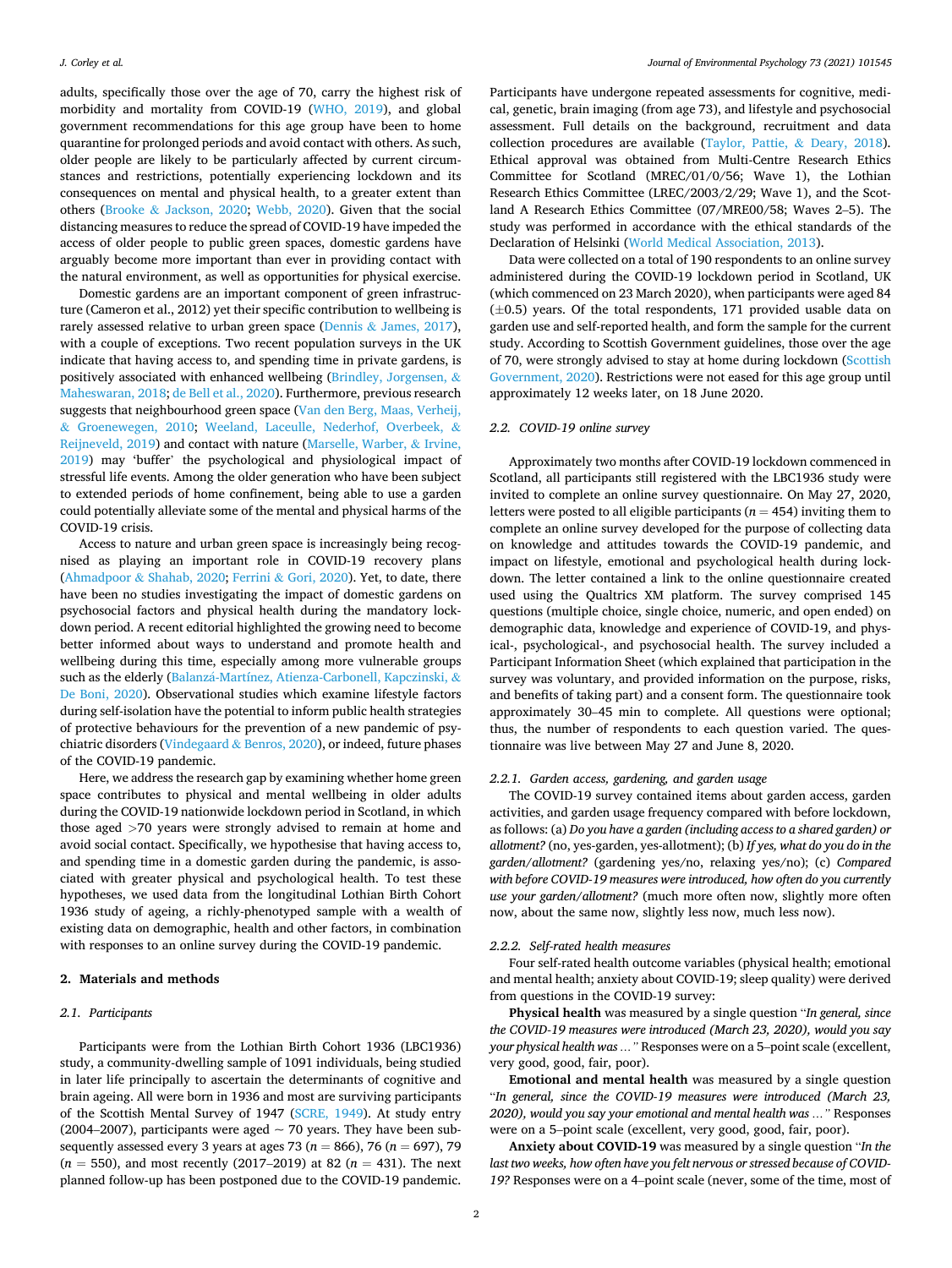adults, specifically those over the age of 70, carry the highest risk of morbidity and mortality from COVID-19 (WHO, 2019), and global government recommendations for this age group have been to home quarantine for prolonged periods and avoid contact with others. As such, older people are likely to be particularly affected by current circumstances and restrictions, potentially experiencing lockdown and its consequences on mental and physical health, to a greater extent than others (Brooke & Jackson, 2020; Webb, 2020). Given that the social distancing measures to reduce the spread of COVID-19 have impeded the access of older people to public green spaces, domestic gardens have arguably become more important than ever in providing contact with the natural environment, as well as opportunities for physical exercise.

Domestic gardens are an important component of green infrastructure (Cameron et al., 2012) yet their specific contribution to wellbeing is rarely assessed relative to urban green space (Dennis & James, 2017), with a couple of exceptions. Two recent population surveys in the UK indicate that having access to, and spending time in private gardens, is positively associated with enhanced wellbeing (Brindley, Jorgensen, & Maheswaran, 2018; de Bell et al., 2020). Furthermore, previous research suggests that neighbourhood green space (Van den Berg, Maas, Verheij, & Groenewegen, 2010; Weeland, Laceulle, Nederhof, Overbeek, & Reijneveld, 2019) and contact with nature (Marselle, Warber, & Irvine, 2019) may 'buffer' the psychological and physiological impact of stressful life events. Among the older generation who have been subject to extended periods of home confinement, being able to use a garden could potentially alleviate some of the mental and physical harms of the COVID-19 crisis.

Access to nature and urban green space is increasingly being recognised as playing an important role in COVID-19 recovery plans (Ahmadpoor & Shahab, 2020; Ferrini & Gori, 2020). Yet, to date, there have been no studies investigating the impact of domestic gardens on psychosocial factors and physical health during the mandatory lockdown period. A recent editorial highlighted the growing need to become better informed about ways to understand and promote health and wellbeing during this time, especially among more vulnerable groups such as the elderly (Balanzá-Martínez, Atienza-Carbonell, Kapczinski, & De Boni, 2020). Observational studies which examine lifestyle factors during self-isolation have the potential to inform public health strategies of protective behaviours for the prevention of a new pandemic of psychiatric disorders (Vindegaard & Benros, 2020), or indeed, future phases of the COVID-19 pandemic.

Here, we address the research gap by examining whether home green space contributes to physical and mental wellbeing in older adults during the COVID-19 nationwide lockdown period in Scotland, in which those aged >70 years were strongly advised to remain at home and avoid social contact. Specifically, we hypothesise that having access to, and spending time in a domestic garden during the pandemic, is associated with greater physical and psychological health. To test these hypotheses, we used data from the longitudinal Lothian Birth Cohort 1936 study of ageing, a richly-phenotyped sample with a wealth of existing data on demographic, health and other factors, in combination with responses to an online survey during the COVID-19 pandemic.

## 2. Materials and methods

### 2.1. Participants

Participants were from the Lothian Birth Cohort 1936 (LBC1936) study, a community-dwelling sample of 1091 individuals, being studied in later life principally to ascertain the determinants of cognitive and brain ageing. All were born in 1936 and most are surviving participants of the Scottish Mental Survey of 1947 (SCRE, 1949). At study entry (2004–2007), participants were aged ~ 70 years. They have been subsequently assessed every 3 years at ages 73 ($n = 866$), 76 ($n = 697$), 79 ($n = 550$), and most recently (2017–2019) at 82 ($n = 431$). The next planned follow-up has been postponed due to the COVID-19 pandemic. Participants have undergone repeated assessments for cognitive, medical, genetic, brain imaging (from age 73), and lifestyle and psychosocial assessment. Full details on the background, recruitment and data collection procedures are available (Taylor, Pattie, & Deary, 2018). Ethical approval was obtained from Multi-Centre Research Ethics Committee for Scotland (MREC/01/0/56; Wave 1), the Lothian Research Ethics Committee (LREC/2003/2/29; Wave 1), and the Scotland A Research Ethics Committee (07/MRE00/58; Waves 2–5). The study was performed in accordance with the ethical standards of the Declaration of Helsinki (World Medical Association, 2013).

Data were collected on a total of 190 respondents to an online survey administered during the COVID-19 lockdown period in Scotland, UK (which commenced on 23 March 2020), when participants were aged 84 (±0.5) years. Of the total respondents, 171 provided usable data on garden use and self-reported health, and form the sample for the current study. According to Scottish Government guidelines, those over the age of 70, were strongly advised to stay at home during lockdown (Scottish Government, 2020). Restrictions were not eased for this age group until approximately 12 weeks later, on 18 June 2020.

### 2.2. COVID-19 online survey

Approximately two months after COVID-19 lockdown commenced in Scotland, all participants still registered with the LBC1936 study were invited to complete an online survey questionnaire. On May 27, 2020, letters were posted to all eligible participants ($n = 454$) inviting them to complete an online survey developed for the purpose of collecting data on knowledge and attitudes towards the COVID-19 pandemic, and impact on lifestyle, emotional and psychological health during lockdown. The letter contained a link to the online questionnaire created used using the Qualtrics XM platform. The survey comprised 145 questions (multiple choice, single choice, numeric, and open ended) on demographic data, knowledge and experience of COVID-19, and physical-, psychological-, and psychosocial health. The survey included a Participant Information Sheet (which explained that participation in the survey was voluntary, and provided information on the purpose, risks, and benefits of taking part) and a consent form. The questionnaire took approximately 30–45 min to complete. All questions were optional; thus, the number of respondents to each question varied. The questionnaire was live between May 27 and June 8, 2020.

#### 2.2.1. Garden access, gardening, and garden usage

The COVID-19 survey contained items about garden access, garden activities, and garden usage frequency compared with before lockdown, as follows: (a) *Do you have a garden (including access to a shared garden) or allotment?* (no, yes-garden, yes-allotment); (b) *If yes, what do you do in the garden/allotment?* (gardening yes/no, relaxing yes/no); (c) *Compared with before COVID-19 measures were introduced, how often do you currently use your garden/allotment?* (much more often now, slightly more often now, about the same now, slightly less now, much less now).

#### 2.2.2. Self-rated health measures

Four self-rated health outcome variables (physical health; emotional and mental health; anxiety about COVID-19; sleep quality) were derived from questions in the COVID-19 survey:

**Physical health** was measured by a single question "*In general, since the COVID-19 measures were introduced (March 23, 2020), would you say your physical health was …*" Responses were on a 5–point scale (excellent, very good, good, fair, poor).

**Emotional and mental health** was measured by a single question "*In general, since the COVID-19 measures were introduced (March 23, 2020), would you say your emotional and mental health was …*" Responses were on a 5–point scale (excellent, very good, good, fair, poor).

**Anxiety about COVID-19** was measured by a single question "*In the last two weeks, how often have you felt nervous or stressed because of COVID-19?* Responses were on a 4–point scale (never, some of the time, most of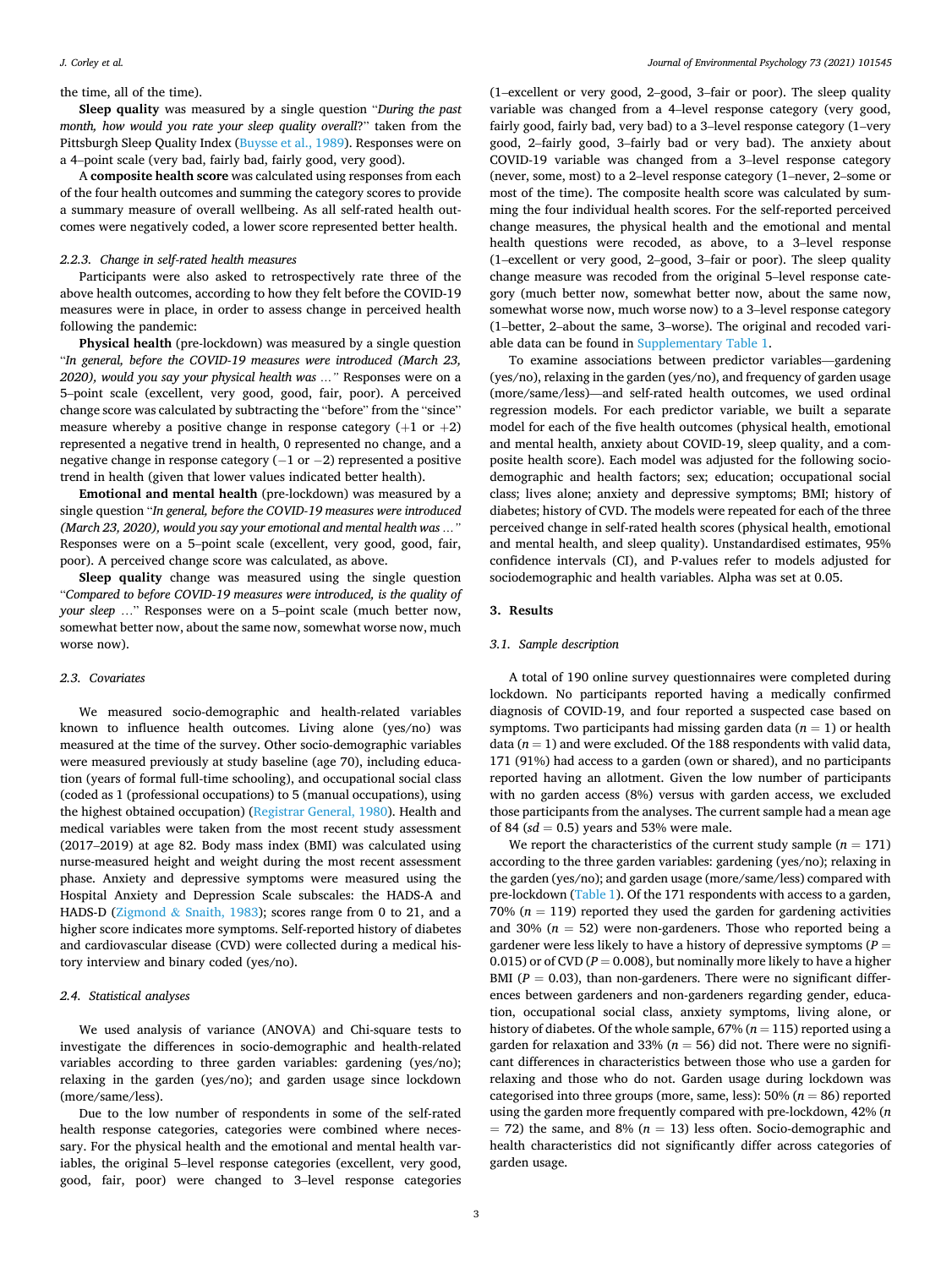the time, all of the time).

**Sleep quality** was measured by a single question "*During the past month, how would you rate your sleep quality overall*?" taken from the Pittsburgh Sleep Quality Index (Buysse et al., 1989). Responses were on a 4–point scale (very bad, fairly bad, fairly good, very good).

A **composite health score** was calculated using responses from each of the four health outcomes and summing the category scores to provide a summary measure of overall wellbeing. As all self-rated health outcomes were negatively coded, a lower score represented better health.

#### 2.2.3. Change in self-rated health measures

Participants were also asked to retrospectively rate three of the above health outcomes, according to how they felt before the COVID-19 measures were in place, in order to assess change in perceived health following the pandemic:

**Physical health** (pre-lockdown) was measured by a single question "*In general, before the COVID-19 measures were introduced (March 23, 2020), would you say your physical health was …*" Responses were on a 5–point scale (excellent, very good, good, fair, poor). A perceived change score was calculated by subtracting the "before" from the "since" measure whereby a positive change in response category (+1 or +2) represented a negative trend in health, 0 represented no change, and a negative change in response category (−1 or −2) represented a positive trend in health (given that lower values indicated better health).

**Emotional and mental health** (pre-lockdown) was measured by a single question "*In general, before the COVID-19 measures were introduced (March 23, 2020), would you say your emotional and mental health was …*" Responses were on a 5–point scale (excellent, very good, good, fair, poor). A perceived change score was calculated, as above.

**Sleep quality** change was measured using the single question "*Compared to before COVID-19 measures were introduced, is the quality of your sleep …*" Responses were on a 5–point scale (much better now, somewhat better now, about the same now, somewhat worse now, much worse now).

### 2.3. Covariates

We measured socio-demographic and health-related variables known to influence health outcomes. Living alone (yes/no) was measured at the time of the survey. Other socio-demographic variables were measured previously at study baseline (age 70), including education (years of formal full-time schooling), and occupational social class (coded as 1 (professional occupations) to 5 (manual occupations), using the highest obtained occupation) (Registrar General, 1980). Health and medical variables were taken from the most recent study assessment (2017–2019) at age 82. Body mass index (BMI) was calculated using nurse-measured height and weight during the most recent assessment phase. Anxiety and depressive symptoms were measured using the Hospital Anxiety and Depression Scale subscales: the HADS-A and HADS-D (Zigmond & Snaith, 1983); scores range from 0 to 21, and a higher score indicates more symptoms. Self-reported history of diabetes and cardiovascular disease (CVD) were collected during a medical history interview and binary coded (yes/no).

### 2.4. Statistical analyses

We used analysis of variance (ANOVA) and Chi-square tests to investigate the differences in socio-demographic and health-related variables according to three garden variables: gardening (yes/no); relaxing in the garden (yes/no); and garden usage since lockdown (more/same/less).

Due to the low number of respondents in some of the self-rated health response categories, categories were combined where necessary. For the physical health and the emotional and mental health variables, the original 5–level response categories (excellent, very good, good, fair, poor) were changed to 3–level response categories (1–excellent or very good, 2–good, 3–fair or poor). The sleep quality variable was changed from a 4–level response category (very good, fairly good, fairly bad, very bad) to a 3–level response category (1–very good, 2–fairly good, 3–fairly bad or very bad). The anxiety about COVID-19 variable was changed from a 3–level response category (never, some, most) to a 2–level response category (1–never, 2–some or most of the time). The composite health score was calculated by summing the four individual health scores. For the self-reported perceived change measures, the physical health and the emotional and mental health questions were recoded, as above, to a 3–level response (1–excellent or very good, 2–good, 3–fair or poor). The sleep quality change measure was recoded from the original 5–level response category (much better now, somewhat better now, about the same now, somewhat worse now, much worse now) to a 3–level response category (1–better, 2–about the same, 3–worse). The original and recoded variable data can be found in Supplementary Table 1.

To examine associations between predictor variables—gardening (yes/no), relaxing in the garden (yes/no), and frequency of garden usage (more/same/less)—and self-rated health outcomes, we used ordinal regression models. For each predictor variable, we built a separate model for each of the five health outcomes (physical health, emotional and mental health, anxiety about COVID-19, sleep quality, and a composite health score). Each model was adjusted for the following sociodemographic and health factors; sex; education; occupational social class; lives alone; anxiety and depressive symptoms; BMI; history of diabetes; history of CVD. The models were repeated for each of the three perceived change in self-rated health scores (physical health, emotional and mental health, and sleep quality). Unstandardised estimates, 95% confidence intervals (CI), and P-values refer to models adjusted for sociodemographic and health variables. Alpha was set at 0.05.

## 3. Results

### 3.1. Sample description

A total of 190 online survey questionnaires were completed during lockdown. No participants reported having a medically confirmed diagnosis of COVID-19, and four reported a suspected case based on symptoms. Two participants had missing garden data ($n = 1$) or health data ($n = 1$) and were excluded. Of the 188 respondents with valid data, 171 (91%) had access to a garden (own or shared), and no participants reported having an allotment. Given the low number of participants with no garden access (8%) versus with garden access, we excluded those participants from the analyses. The current sample had a mean age of 84 ($sd = 0.5$) years and 53% were male.

We report the characteristics of the current study sample ($n = 171$) according to the three garden variables: gardening (yes/no); relaxing in the garden (yes/no); and garden usage (more/same/less) compared with pre-lockdown (Table 1). Of the 171 respondents with access to a garden, 70% ($n = 119$) reported they used the garden for gardening activities and 30% ($n = 52$) were non-gardeners. Those who reported being a gardener were less likely to have a history of depressive symptoms ($P = 0.015$) or of CVD ($P = 0.008$), but nominally more likely to have a higher BMI ($P = 0.03$), than non-gardeners. There were no significant differences between gardeners and non-gardeners regarding gender, education, occupational social class, anxiety symptoms, living alone, or history of diabetes. Of the whole sample, 67% ($n = 115$) reported using a garden for relaxation and 33% ($n = 56$) did not. There were no significant differences in characteristics between those who use a garden for relaxing and those who do not. Garden usage during lockdown was categorised into three groups (more, same, less): 50% ($n = 86$) reported using the garden more frequently compared with pre-lockdown, 42% ($n = 72$) the same, and 8% ($n = 13$) less often. Socio-demographic and health characteristics did not significantly differ across categories of garden usage.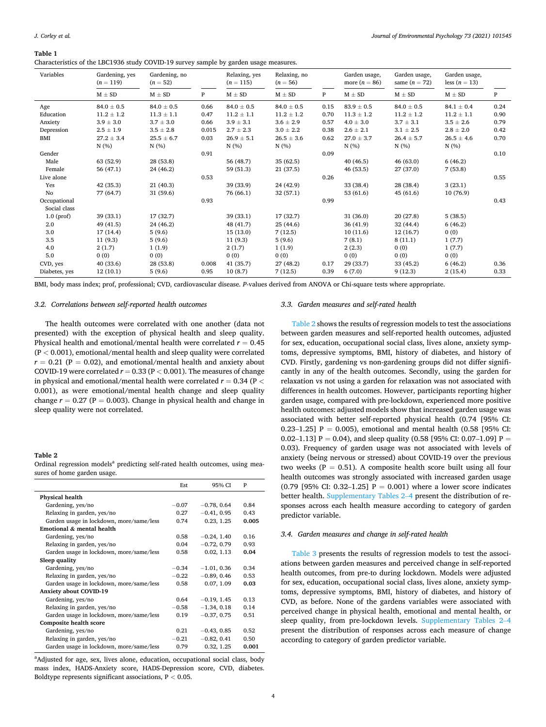**Table 1**
Characteristics of the LBC1936 study COVID-19 survey sample by garden usage measures.

| Variables | Gardening, yes ($n$ = 119) | Gardening, no ($n$ = 52) | | Relaxing, yes ($n$ = 115) | Relaxing, no ($n$ = 56) | | Garden usage, more ($n$ = 86) | Garden usage, same ($n$ = 72) | Garden usage, less ($n$ = 13) | |
|---|---|---|---|---|---|---|---|---|---|---|
| | M ± SD | M ± SD | P | M ± SD | M ± SD | P | M ± SD | M ± SD | M ± SD | P |
| Age | 84.0 ± 0.5 | 84.0 ± 0.5 | 0.66 | 84.0 ± 0.5 | 84.0 ± 0.5 | 0.15 | 83.9 ± 0.5 | 84.0 ± 0.5 | 84.1 ± 0.4 | 0.24 |
| Education | 11.2 ± 1.2 | 11.3 ± 1.1 | 0.47 | 11.2 ± 1.1 | 11.2 ± 1.2 | 0.70 | 11.3 ± 1.2 | 11.2 ± 1.2 | 11.2 ± 1.1 | 0.90 |
| Anxiety | 3.9 ± 3.0 | 3.7 ± 3.0 | 0.66 | 3.9 ± 3.1 | 3.6 ± 2.9 | 0.57 | 4.0 ± 3.0 | 3.7 ± 3.1 | 3.5 ± 2.6 | 0.79 |
| Depression | 2.5 ± 1.9 | 3.5 ± 2.8 | 0.015 | 2.7 ± 2.3 | 3.0 ± 2.2 | 0.38 | 2.6 ± 2.1 | 3.1 ± 2.5 | 2.8 ± 2.0 | 0.42 |
| BMI | 27.2 ± 3.4 | 25.5 ± 6.7 | 0.03 | 26.9 ± 5.1 | 26.5 ± 3.6 | 0.62 | 27.0 ± 3.7 | 26.4 ± 5.7 | 26.5 ± 4.6 | 0.70 |
| | N (%) | N (%) | | N (%) | N (%) | | N (%) | N (%) | N (%) | |
| Gender | | | 0.91 | | | 0.09 | | | | 0.10 |
| Male | 63 (52.9) | 28 (53.8) | | 56 (48.7) | 35 (62.5) | | 40 (46.5) | 46 (63.0) | 6 (46.2) | |
| Female | 56 (47.1) | 24 (46.2) | | 59 (51.3) | 21 (37.5) | | 46 (53.5) | 27 (37.0) | 7 (53.8) | |
| Live alone | | | 0.53 | | | 0.26 | | | | 0.55 |
| Yes | 42 (35.3) | 21 (40.3) | | 39 (33.9) | 24 (42.9) | | 33 (38.4) | 28 (38.4) | 3 (23.1) | |
| No | 77 (64.7) | 31 (59.6) | | 76 (66.1) | 32 (57.1) | | 53 (61.6) | 45 (61.6) | 10 (76.9) | |
| Occupational Social class | | | 0.93 | | | 0.99 | | | | 0.43 |
| 1.0 (prof) | 39 (33.1) | 17 (32.7) | | 39 (33.1) | 17 (32.7) | | 31 (36.0) | 20 (27.8) | 5 (38.5) | |
| 2.0 | 49 (41.5) | 24 (46.2) | | 48 (41.7) | 25 (44.6) | | 36 (41.9) | 32 (44.4) | 6 (46.2) | |
| 3.0 | 17 (14.4) | 5 (9.6) | | 15 (13.0) | 7 (12.5) | | 10 (11.6) | 12 (16.7) | 0 (0) | |
| 3.5 | 11 (9.3) | 5 (9.6) | | 11 (9.3) | 5 (9.6) | | 7 (8.1) | 8 (11.1) | 1 (7.7) | |
| 4.0 | 2 (1.7) | 1 (1.9) | | 2 (1.7) | 1 (1.9) | | 2 (2.3) | 0 (0) | 1 (7.7) | |
| 5.0 | 0 (0) | 0 (0) | | 0 (0) | 0 (0) | | 0 (0) | 0 (0) | 0 (0) | |
| CVD, yes | 40 (33.6) | 28 (53.8) | 0.008 | 41 (35.7) | 27 (48.2) | 0.17 | 29 (33.7) | 33 (45.2) | 6 (46.2) | 0.36 |
| Diabetes, yes | 12 (10.1) | 5 (9.6) | 0.95 | 10 (8.7) | 7 (12.5) | 0.39 | 6 (7.0) | 9 (12.3) | 2 (15.4) | 0.33 |

BMI, body mass index; prof, professional; CVD, cardiovascular disease. *P*-values derived from ANOVA or Chi-square tests where appropriate.

### 3.2. Correlations between self-reported health outcomes

The health outcomes were correlated with one another (data not presented) with the exception of physical health and sleep quality. Physical health and emotional/mental health were correlated $r = 0.45$ ($P < 0.001$), emotional/mental health and sleep quality were correlated $r = 0.21$ ($P = 0.02$), and emotional/mental health and anxiety about COVID-19 were correlated $r = 0.33$ ($P < 0.001$). The measures of change in physical and emotional/mental health were correlated $r = 0.34$ ($P < 0.001$), as were emotional/mental health change and sleep quality change $r = 0.27$ ($P = 0.003$). Change in physical health and change in sleep quality were not correlated.

**Table 2**
Ordinal regression models[a] predicting self-rated health outcomes, using measures of home garden usage.

| | Est | 95% CI | P |
|---|---|---|---|
| **Physical health** | | | |
| Gardening, yes/no | −0.07 | −0.78, 0.64 | 0.84 |
| Relaxing in garden, yes/no | 0.27 | −0.41, 0.95 | 0.43 |
| Garden usage in lockdown, more/same/less | 0.74 | 0.23, 1.25 | **0.005** |
| **Emotional & mental health** | | | |
| Gardening, yes/no | 0.58 | −0.24, 1.40 | 0.16 |
| Relaxing in garden, yes/no | 0.04 | −0.72, 0.79 | 0.93 |
| Garden usage in lockdown, more/same/less | 0.58 | 0.02, 1.13 | **0.04** |
| **Sleep quality** | | | |
| Gardening, yes/no | −0.34 | −1.01, 0.36 | 0.34 |
| Relaxing in garden, yes/no | −0.22 | −0.89, 0.46 | 0.53 |
| Garden usage in lockdown, more/same/less | 0.58 | 0.07, 1.09 | **0.03** |
| **Anxiety about COVID-19** | | | |
| Gardening, yes/no | 0.64 | −0.19, 1.45 | 0.13 |
| Relaxing in garden, yes/no | −0.58 | −1.34, 0.18 | 0.14 |
| Garden usage in lockdown, more/same/less | 0.19 | −0.37, 0.75 | 0.51 |
| **Composite health score** | | | |
| Gardening, yes/no | 0.21 | −0.43, 0.85 | 0.52 |
| Relaxing in garden, yes/no | −0.21 | −0.82, 0.41 | 0.50 |
| Garden usage in lockdown, more/same/less | 0.79 | 0.32, 1.25 | **0.001** |

[a]Adjusted for age, sex, lives alone, education, occupational social class, body mass index, HADS-Anxiety score, HADS-Depression score, CVD, diabetes. Boldtype represents significant associations, $P < 0.05$.

### 3.3. Garden measures and self-rated health

Table 2 shows the results of regression models to test the associations between garden measures and self-reported health outcomes, adjusted for sex, education, occupational social class, lives alone, anxiety symptoms, depressive symptoms, BMI, history of diabetes, and history of CVD. Firstly, gardening vs non-gardening groups did not differ significantly in any of the health outcomes. Secondly, using the garden for relaxation vs not using a garden for relaxation was not associated with differences in health outcomes. However, participants reporting higher garden usage, compared with pre-lockdown, experienced more positive health outcomes: adjusted models show that increased garden usage was associated with better self-reported physical health (0.74 [95% CI: 0.23–1.25] $P = 0.005$), emotional and mental health (0.58 [95% CI: 0.02–1.13] $P = 0.04$), and sleep quality (0.58 [95% CI: 0.07–1.09] $P = 0.03$). Frequency of garden usage was not associated with levels of anxiety (being nervous or stressed) about COVID-19 over the previous two weeks ($P = 0.51$). A composite health score built using all four health outcomes was strongly associated with increased garden usage (0.79 [95% CI: 0.32–1.25] $P = 0.001$) where a lower score indicates better health. Supplementary Tables 2–4 present the distribution of responses across each health measure according to category of garden predictor variable.

### 3.4. Garden measures and change in self-rated health

Table 3 presents the results of regression models to test the associations between garden measures and perceived change in self-reported health outcomes, from pre-to during lockdown. Models were adjusted for sex, education, occupational social class, lives alone, anxiety symptoms, depressive symptoms, BMI, history of diabetes, and history of CVD, as before. None of the gardens variables were associated with perceived change in physical health, emotional and mental health, or sleep quality, from pre-lockdown levels. Supplementary Tables 2–4 present the distribution of responses across each measure of change according to category of garden predictor variable.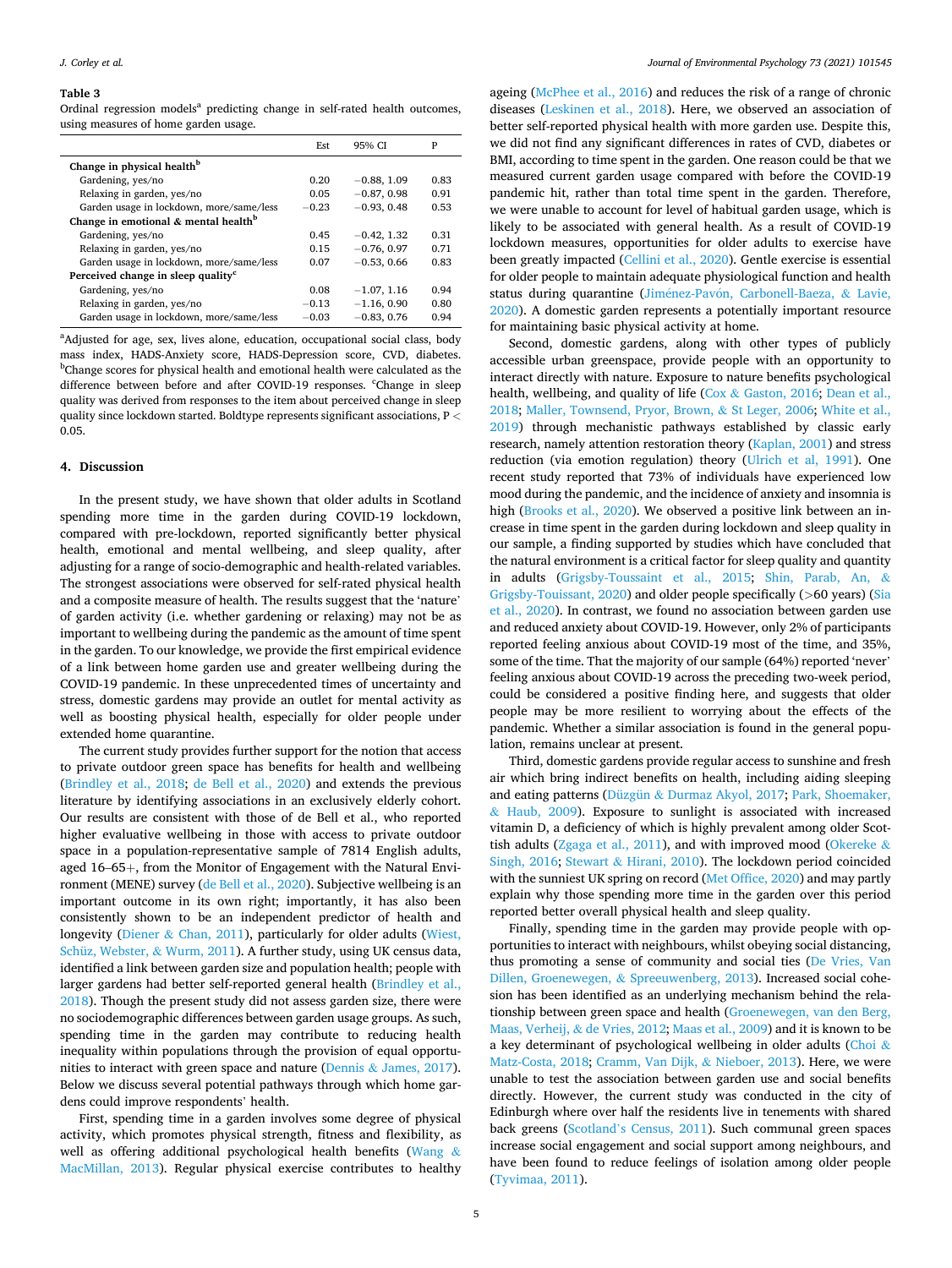**Table 3**
Ordinal regression models[a] predicting change in self-rated health outcomes, using measures of home garden usage.

| | Est | 95% CI | P |
|---|---|---|---|
| **Change in physical health[b]** | | | |
| Gardening, yes/no | 0.20 | −0.88, 1.09 | 0.83 |
| Relaxing in garden, yes/no | 0.05 | −0.87, 0.98 | 0.91 |
| Garden usage in lockdown, more/same/less | −0.23 | −0.93, 0.48 | 0.53 |
| **Change in emotional & mental health[b]** | | | |
| Gardening, yes/no | 0.45 | −0.42, 1.32 | 0.31 |
| Relaxing in garden, yes/no | 0.15 | −0.76, 0.97 | 0.71 |
| Garden usage in lockdown, more/same/less | 0.07 | −0.53, 0.66 | 0.83 |
| **Perceived change in sleep quality[c]** | | | |
| Gardening, yes/no | 0.08 | −1.07, 1.16 | 0.94 |
| Relaxing in garden, yes/no | −0.13 | −1.16, 0.90 | 0.80 |
| Garden usage in lockdown, more/same/less | −0.03 | −0.83, 0.76 | 0.94 |

[a]Adjusted for age, sex, lives alone, education, occupational social class, body mass index, HADS-Anxiety score, HADS-Depression score, CVD, diabetes. [b]Change scores for physical health and emotional health were calculated as the difference between before and after COVID-19 responses. [c]Change in sleep quality was derived from responses to the item about perceived change in sleep quality since lockdown started. Boldtype represents significant associations, $P < 0.05$.

## 4. Discussion

In the present study, we have shown that older adults in Scotland spending more time in the garden during COVID-19 lockdown, compared with pre-lockdown, reported significantly better physical health, emotional and mental wellbeing, and sleep quality, after adjusting for a range of socio-demographic and health-related variables. The strongest associations were observed for self-rated physical health and a composite measure of health. The results suggest that the 'nature' of garden activity (i.e. whether gardening or relaxing) may not be as important to wellbeing during the pandemic as the amount of time spent in the garden. To our knowledge, we provide the first empirical evidence of a link between home garden use and greater wellbeing during the COVID-19 pandemic. In these unprecedented times of uncertainty and stress, domestic gardens may provide an outlet for mental activity as well as boosting physical health, especially for older people under extended home quarantine.

The current study provides further support for the notion that access to private outdoor green space has benefits for health and wellbeing (Brindley et al., 2018; de Bell et al., 2020) and extends the previous literature by identifying associations in an exclusively elderly cohort. Our results are consistent with those of de Bell et al., who reported higher evaluative wellbeing in those with access to private outdoor space in a population-representative sample of 7814 English adults, aged 16–65+, from the Monitor of Engagement with the Natural Environment (MENE) survey (de Bell et al., 2020). Subjective wellbeing is an important outcome in its own right; importantly, it has also been consistently shown to be an independent predictor of health and longevity (Diener & Chan, 2011), particularly for older adults (Wiest, Schüz, Webster, & Wurm, 2011). A further study, using UK census data, identified a link between garden size and population health; people with larger gardens had better self-reported general health (Brindley et al., 2018). Though the present study did not assess garden size, there were no sociodemographic differences between garden usage groups. As such, spending time in the garden may contribute to reducing health inequality within populations through the provision of equal opportunities to interact with green space and nature (Dennis & James, 2017). Below we discuss several potential pathways through which home gardens could improve respondents' health.

First, spending time in a garden involves some degree of physical activity, which promotes physical strength, fitness and flexibility, as well as offering additional psychological health benefits (Wang & MacMillan, 2013). Regular physical exercise contributes to healthy ageing (McPhee et al., 2016) and reduces the risk of a range of chronic diseases (Leskinen et al., 2018). Here, we observed an association of better self-reported physical health with more garden use. Despite this, we did not find any significant differences in rates of CVD, diabetes or BMI, according to time spent in the garden. One reason could be that we measured current garden usage compared with before the COVID-19 pandemic hit, rather than total time spent in the garden. Therefore, we were unable to account for level of habitual garden usage, which is likely to be associated with general health. As a result of COVID-19 lockdown measures, opportunities for older adults to exercise have been greatly impacted (Cellini et al., 2020). Gentle exercise is essential for older people to maintain adequate physiological function and health status during quarantine (Jiménez-Pavón, Carbonell-Baeza, & Lavie, 2020). A domestic garden represents a potentially important resource for maintaining basic physical activity at home.

Second, domestic gardens, along with other types of publicly accessible urban greenspace, provide people with an opportunity to interact directly with nature. Exposure to nature benefits psychological health, wellbeing, and quality of life (Cox & Gaston, 2016; Dean et al., 2018; Maller, Townsend, Pryor, Brown, & St Leger, 2006; White et al., 2019) through mechanistic pathways established by classic early research, namely attention restoration theory (Kaplan, 2001) and stress reduction (via emotion regulation) theory (Ulrich et al, 1991). One recent study reported that 73% of individuals have experienced low mood during the pandemic, and the incidence of anxiety and insomnia is high (Brooks et al., 2020). We observed a positive link between an increase in time spent in the garden during lockdown and sleep quality in our sample, a finding supported by studies which have concluded that the natural environment is a critical factor for sleep quality and quantity in adults (Grigsby-Toussaint et al., 2015; Shin, Parab, An, & Grigsby-Toussaint, 2020) and older people specifically (>60 years) (Sia et al., 2020). In contrast, we found no association between garden use and reduced anxiety about COVID-19. However, only 2% of participants reported feeling anxious about COVID-19 most of the time, and 35%, some of the time. That the majority of our sample (64%) reported 'never' feeling anxious about COVID-19 across the preceding two-week period, could be considered a positive finding here, and suggests that older people may be more resilient to worrying about the effects of the pandemic. Whether a similar association is found in the general population, remains unclear at present.

Third, domestic gardens provide regular access to sunshine and fresh air which bring indirect benefits on health, including aiding sleeping and eating patterns (Düzgün & Durmaz Akyol, 2017; Park, Shoemaker, & Haub, 2009). Exposure to sunlight is associated with increased vitamin D, a deficiency of which is highly prevalent among older Scottish adults (Zgaga et al., 2011), and with improved mood (Okereke & Singh, 2016; Stewart & Hirani, 2010). The lockdown period coincided with the sunniest UK spring on record (Met Office, 2020) and may partly explain why those spending more time in the garden over this period reported better overall physical health and sleep quality.

Finally, spending time in the garden may provide people with opportunities to interact with neighbours, whilst obeying social distancing, thus promoting a sense of community and social ties (De Vries, Van Dillen, Groenewegen, & Spreeuwenberg, 2013). Increased social cohesion has been identified as an underlying mechanism behind the relationship between green space and health (Groenewegen, van den Berg, Maas, Verheij, & de Vries, 2012; Maas et al., 2009) and it is known to be a key determinant of psychological wellbeing in older adults (Choi & Matz-Costa, 2018; Cramm, Van Dijk, & Nieboer, 2013). Here, we were unable to test the association between garden use and social benefits directly. However, the current study was conducted in the city of Edinburgh where over half the residents live in tenements with shared back greens (Scotland's Census, 2011). Such communal green spaces increase social engagement and social support among neighbours, and have been found to reduce feelings of isolation among older people (Tyvimaa, 2011).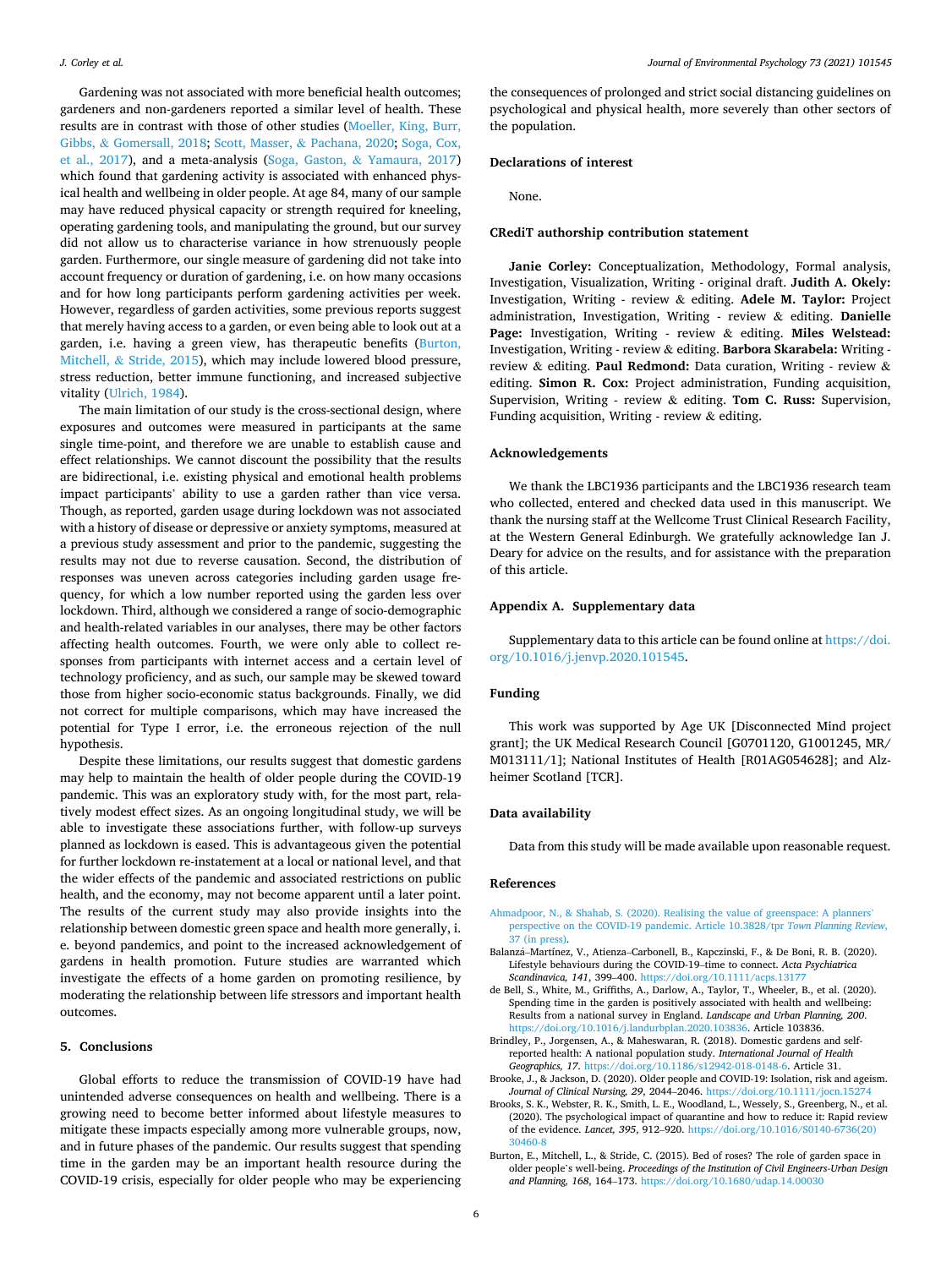Gardening was not associated with more beneficial health outcomes; gardeners and non-gardeners reported a similar level of health. These results are in contrast with those of other studies (Moeller, King, Burr, Gibbs, & Gomersall, 2018; Scott, Masser, & Pachana, 2020; Soga, Cox, et al., 2017), and a meta-analysis (Soga, Gaston, & Yamaura, 2017) which found that gardening activity is associated with enhanced physical health and wellbeing in older people. At age 84, many of our sample may have reduced physical capacity or strength required for kneeling, operating gardening tools, and manipulating the ground, but our survey did not allow us to characterise variance in how strenuously people garden. Furthermore, our single measure of gardening did not take into account frequency or duration of gardening, i.e. on how many occasions and for how long participants perform gardening activities per week. However, regardless of garden activities, some previous reports suggest that merely having access to a garden, or even being able to look out at a garden, i.e. having a green view, has therapeutic benefits (Burton, Mitchell, & Stride, 2015), which may include lowered blood pressure, stress reduction, better immune functioning, and increased subjective vitality (Ulrich, 1984).

The main limitation of our study is the cross-sectional design, where exposures and outcomes were measured in participants at the same single time-point, and therefore we are unable to establish cause and effect relationships. We cannot discount the possibility that the results are bidirectional, i.e. existing physical and emotional health problems impact participants' ability to use a garden rather than vice versa. Though, as reported, garden usage during lockdown was not associated with a history of disease or depressive or anxiety symptoms, measured at a previous study assessment and prior to the pandemic, suggesting the results may not due to reverse causation. Second, the distribution of responses was uneven across categories including garden usage frequency, for which a low number reported using the garden less over lockdown. Third, although we considered a range of socio-demographic and health-related variables in our analyses, there may be other factors affecting health outcomes. Fourth, we were only able to collect responses from participants with internet access and a certain level of technology proficiency, and as such, our sample may be skewed toward those from higher socio-economic status backgrounds. Finally, we did not correct for multiple comparisons, which may have increased the potential for Type I error, i.e. the erroneous rejection of the null hypothesis.

Despite these limitations, our results suggest that domestic gardens may help to maintain the health of older people during the COVID-19 pandemic. This was an exploratory study with, for the most part, relatively modest effect sizes. As an ongoing longitudinal study, we will be able to investigate these associations further, with follow-up surveys planned as lockdown is eased. This is advantageous given the potential for further lockdown re-instatement at a local or national level, and that the wider effects of the pandemic and associated restrictions on public health, and the economy, may not become apparent until a later point. The results of the current study may also provide insights into the relationship between domestic green space and health more generally, i.e. beyond pandemics, and point to the increased acknowledgement of gardens in health promotion. Future studies are warranted which investigate the effects of a home garden on promoting resilience, by moderating the relationship between life stressors and important health outcomes.

## 5. Conclusions

Global efforts to reduce the transmission of COVID-19 have had unintended adverse consequences on health and wellbeing. There is a growing need to become better informed about lifestyle measures to mitigate these impacts especially among more vulnerable groups, now, and in future phases of the pandemic. Our results suggest that spending time in the garden may be an important health resource during the COVID-19 crisis, especially for older people who may be experiencing the consequences of prolonged and strict social distancing guidelines on psychological and physical health, more severely than other sectors of the population.

## Declarations of interest

None.

## CRediT authorship contribution statement

**Janie Corley:** Conceptualization, Methodology, Formal analysis, Investigation, Visualization, Writing - original draft. **Judith A. Okely:** Investigation, Writing - review & editing. **Adele M. Taylor:** Project administration, Investigation, Writing - review & editing. **Danielle Page:** Investigation, Writing - review & editing. **Miles Welstead:** Investigation, Writing - review & editing. **Barbora Skarabela:** Writing - review & editing. **Paul Redmond:** Data curation, Writing - review & editing. **Simon R. Cox:** Project administration, Funding acquisition, Supervision, Writing - review & editing. **Tom C. Russ:** Supervision, Funding acquisition, Writing - review & editing.

## Acknowledgements

We thank the LBC1936 participants and the LBC1936 research team who collected, entered and checked data used in this manuscript. We thank the nursing staff at the Wellcome Trust Clinical Research Facility, at the Western General Edinburgh. We gratefully acknowledge Ian J. Deary for advice on the results, and for assistance with the preparation of this article.

## Appendix A. Supplementary data

Supplementary data to this article can be found online at https://doi.org/10.1016/j.jenvp.2020.101545.

## Funding

This work was supported by Age UK [Disconnected Mind project grant]; the UK Medical Research Council [G0701120, G1001245, MR/M013111/1]; National Institutes of Health [R01AG054628]; and Alzheimer Scotland [TCR].

## Data availability

Data from this study will be made available upon reasonable request.

## References

Ahmadpoor, N., & Shahab, S. (2020). Realising the value of greenspace: A planners' perspective on the COVID-19 pandemic. Article 10.3828/tpr *Town Planning Review, 37 (in press)*.

Balanzá–Martínez, V., Atienza–Carbonell, B., Kapczinski, F., & De Boni, R. B. (2020). Lifestyle behaviours during the COVID-19–time to connect. *Acta Psychiatrica Scandinavica, 141*, 399–400. https://doi.org/10.1111/acps.13177

de Bell, S., White, M., Griffiths, A., Darlow, A., Taylor, T., Wheeler, B., et al. (2020). Spending time in the garden is positively associated with health and wellbeing: Results from a national survey in England. *Landscape and Urban Planning, 200*. https://doi.org/10.1016/j.landurbplan.2020.103836. Article 103836.

Brindley, P., Jorgensen, A., & Maheswaran, R. (2018). Domestic gardens and self-reported health: A national population study. *International Journal of Health Geographics, 17*. https://doi.org/10.1186/s12942-018-0148-6. Article 31.

Brooke, J., & Jackson, D. (2020). Older people and COVID-19: Isolation, risk and ageism. *Journal of Clinical Nursing, 29*, 2044–2046. https://doi.org/10.1111/jocn.15274

Brooks, S. K., Webster, R. K., Smith, L. E., Woodland, L., Wessely, S., Greenberg, N., et al. (2020). The psychological impact of quarantine and how to reduce it: Rapid review of the evidence. *Lancet, 395*, 912–920. https://doi.org/10.1016/S0140-6736(20)30460-8

Burton, E., Mitchell, L., & Stride, C. (2015). Bed of roses? The role of garden space in older people's well-being. *Proceedings of the Institution of Civil Engineers-Urban Design and Planning, 168*, 164–173. https://doi.org/10.1680/udap.14.00030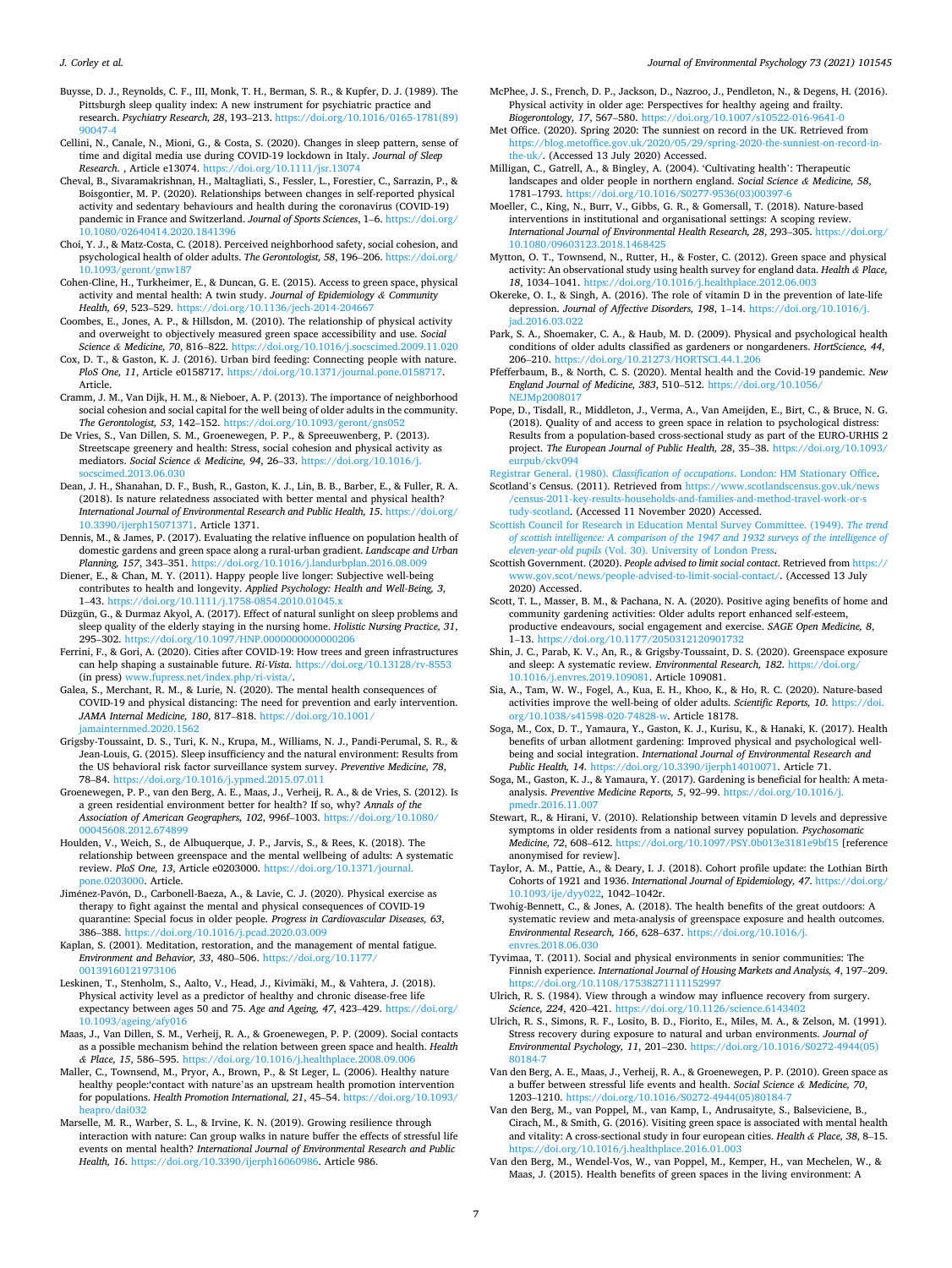Buysse, D. J., Reynolds, C. F., III, Monk, T. H., Berman, S. R., & Kupfer, D. J. (1989). The Pittsburgh sleep quality index: A new instrument for psychiatric practice and research. *Psychiatry Research, 28*, 193–213. https://doi.org/10.1016/0165-1781(89)90047-4

Cellini, N., Canale, N., Mioni, G., & Costa, S. (2020). Changes in sleep pattern, sense of time and digital media use during COVID-19 lockdown in Italy. *Journal of Sleep Research.* , Article e13074. https://doi.org/10.1111/jsr.13074

Cheval, B., Sivaramakrishnan, H., Maltagliati, S., Fessler, L., Forestier, C., Sarrazin, P., & Boisgontier, M. P. (2020). Relationships between changes in self-reported physical activity and sedentary behaviours and health during the coronavirus (COVID-19) pandemic in France and Switzerland. *Journal of Sports Sciences*, 1–6. https://doi.org/10.1080/02640414.2020.1841396

Choi, Y. J., & Matz-Costa, C. (2018). Perceived neighborhood safety, social cohesion, and psychological health of older adults. *The Gerontologist, 58*, 196–206. https://doi.org/10.1093/geront/gnw187

Cohen-Cline, H., Turkheimer, E., & Duncan, G. E. (2015). Access to green space, physical activity and mental health: A twin study. *Journal of Epidemiology & Community Health, 69*, 523–529. https://doi.org/10.1136/jech-2014-204667

Coombes, E., Jones, A. P., & Hillsdon, M. (2010). The relationship of physical activity and overweight to objectively measured green space accessibility and use. *Social Science & Medicine, 70*, 816–822. https://doi.org/10.1016/j.socscimed.2009.11.020

Cox, D. T., & Gaston, K. J. (2016). Urban bird feeding: Connecting people with nature. *PloS One, 11*, Article e0158717. https://doi.org/10.1371/journal.pone.0158717. Article.

Cramm, J. M., Van Dijk, H. M., & Nieboer, A. P. (2013). The importance of neighborhood social cohesion and social capital for the well being of older adults in the community. *The Gerontologist, 53*, 142–152. https://doi.org/10.1093/geront/gns052

De Vries, S., Van Dillen, S. M., Groenewegen, P. P., & Spreeuwenberg, P. (2013). Streetscape greenery and health: Stress, social cohesion and physical activity as mediators. *Social Science & Medicine, 94*, 26–33. https://doi.org/10.1016/j.socscimed.2013.06.030

Dean, J. H., Shanahan, D. F., Bush, R., Gaston, K. J., Lin, B. B., Barber, E., & Fuller, R. A. (2018). Is nature relatedness associated with better mental and physical health? *International Journal of Environmental Research and Public Health, 15*. https://doi.org/10.3390/ijerph15071371. Article 1371.

Dennis, M., & James, P. (2017). Evaluating the relative influence on population health of domestic gardens and green space along a rural-urban gradient. *Landscape and Urban Planning, 157*, 343–351. https://doi.org/10.1016/j.landurbplan.2016.08.009

Diener, E., & Chan, M. Y. (2011). Happy people live longer: Subjective well-being contributes to health and longevity. *Applied Psychology: Health and Well-Being, 3*, 1–43. https://doi.org/10.1111/j.1758-0854.2010.01045.x

Düzgün, G., & Durmaz Akyol, A. (2017). Effect of natural sunlight on sleep problems and sleep quality of the elderly staying in the nursing home. *Holistic Nursing Practice, 31*, 295–302. https://doi.org/10.1097/HNP.0000000000000206

Ferrini, F., & Gori, A. (2020). Cities after COVID-19: How trees and green infrastructures can help shaping a sustainable future. *Ri-Vista*. https://doi.org/10.13128/rv-8553 (in press) www.fupress.net/index.php/ri-vista/.

Galea, S., Merchant, R. M., & Lurie, N. (2020). The mental health consequences of COVID-19 and physical distancing: The need for prevention and early intervention. *JAMA Internal Medicine, 180*, 817–818. https://doi.org/10.1001/jamainternmed.2020.1562

Grigsby-Toussaint, D. S., Turi, K. N., Krupa, M., Williams, N. J., Pandi-Perumal, S. R., & Jean-Louis, G. (2015). Sleep insufficiency and the natural environment: Results from the US behavioral risk factor surveillance system survey. *Preventive Medicine, 78*, 78–84. https://doi.org/10.1016/j.ypmed.2015.07.011

Groenewegen, P. P., van den Berg, A. E., Maas, J., Verheij, R. A., & de Vries, S. (2012). Is a green residential environment better for health? If so, why? *Annals of the Association of American Geographers, 102*, 996f–1003. https://doi.org/10.1080/00045608.2012.674899

Houlden, V., Weich, S., de Albuquerque, J. P., Jarvis, S., & Rees, K. (2018). The relationship between greenspace and the mental wellbeing of adults: A systematic review. *PloS One, 13*, Article e0203000. https://doi.org/10.1371/journal.pone.0203000. Article.

Jiménez-Pavón, D., Carbonell-Baeza, A., & Lavie, C. J. (2020). Physical exercise as therapy to fight against the mental and physical consequences of COVID-19 quarantine: Special focus in older people. *Progress in Cardiovascular Diseases, 63*, 386–388. https://doi.org/10.1016/j.pcad.2020.03.009

Kaplan, S. (2001). Meditation, restoration, and the management of mental fatigue. *Environment and Behavior, 33*, 480–506. https://doi.org/10.1177/00139160121973106

Leskinen, T., Stenholm, S., Aalto, V., Head, J., Kivimäki, M., & Vahtera, J. (2018). Physical activity level as a predictor of healthy and chronic disease-free life expectancy between ages 50 and 75. *Age and Ageing, 47*, 423–429. https://doi.org/10.1093/ageing/afy016

Maas, J., Van Dillen, S. M., Verheij, R. A., & Groenewegen, P. P. (2009). Social contacts as a possible mechanism behind the relation between green space and health. *Health & Place, 15*, 586–595. https://doi.org/10.1016/j.healthplace.2008.09.006

Maller, C., Townsend, M., Pryor, A., Brown, P., & St Leger, L. (2006). Healthy nature healthy people:'contact with nature'as an upstream health promotion intervention for populations. *Health Promotion International, 21*, 45–54. https://doi.org/10.1093/heapro/dai032

Marselle, M. R., Warber, S. L., & Irvine, K. N. (2019). Growing resilience through interaction with nature: Can group walks in nature buffer the effects of stressful life events on mental health? *International Journal of Environmental Research and Public Health, 16*. https://doi.org/10.3390/ijerph16060986. Article 986.

McPhee, J. S., French, D. P., Jackson, D., Nazroo, J., Pendleton, N., & Degens, H. (2016). Physical activity in older age: Perspectives for healthy ageing and frailty. *Biogerontology, 17*, 567–580. https://doi.org/10.1007/s10522-016-9641-0

Met Office. (2020). Spring 2020: The sunniest on record in the UK. Retrieved from https://blog.metoffice.gov.uk/2020/05/29/spring-2020-the-sunniest-on-record-in-the-uk/. (Accessed 13 July 2020) Accessed.

Milligan, C., Gatrell, A., & Bingley, A. (2004). 'Cultivating health': Therapeutic landscapes and older people in northern england. *Social Science & Medicine, 58*, 1781–1793. https://doi.org/10.1016/S0277-9536(03)00397-6

Moeller, C., King, N., Burr, V., Gibbs, G. R., & Gomersall, T. (2018). Nature-based interventions in institutional and organisational settings: A scoping review. *International Journal of Environmental Health Research, 28*, 293–305. https://doi.org/10.1080/09603123.2018.1468425

Mytton, O. T., Townsend, N., Rutter, H., & Foster, C. (2012). Green space and physical activity: An observational study using health survey for england data. *Health & Place, 18*, 1034–1041. https://doi.org/10.1016/j.healthplace.2012.06.003

Okereke, O. I., & Singh, A. (2016). The role of vitamin D in the prevention of late-life depression. *Journal of Affective Disorders, 198*, 1–14. https://doi.org/10.1016/j.jad.2016.03.022

Park, S. A., Shoemaker, C. A., & Haub, M. D. (2009). Physical and psychological health conditions of older adults classified as gardeners or nongardeners. *HortScience, 44*, 206–210. https://doi.org/10.21273/HORTSCI.44.1.206

Pfefferbaum, B., & North, C. S. (2020). Mental health and the Covid-19 pandemic. *New England Journal of Medicine, 383*, 510–512. https://doi.org/10.1056/NEJMp2008017

Pope, D., Tisdall, R., Middleton, J., Verma, A., Van Ameijden, E., Birt, C., & Bruce, N. G. (2018). Quality of and access to green space in relation to psychological distress: Results from a population-based cross-sectional study as part of the EURO-URHIS 2 project. *The European Journal of Public Health, 28*, 35–38. https://doi.org/10.1093/eurpub/ckv094

Registrar General. (1980). *Classification of occupations*. London: HM Stationary Office.

Scotland's Census. (2011). Retrieved from https://www.scotlandscensus.gov.uk/news/census-2011-key-results-households-and-families-and-method-travel-work-or-study-scotland. (Accessed 11 November 2020) Accessed.

Scottish Council for Research in Education Mental Survey Committee. (1949). *The trend of scottish intelligence: A comparison of the 1947 and 1932 surveys of the intelligence of eleven-year-old pupils* (Vol. 30). University of London Press.

Scottish Government. (2020). *People advised to limit social contact*. Retrieved from https://www.gov.scot/news/people-advised-to-limit-social-contact/. (Accessed 13 July 2020) Accessed.

Scott, T. L., Masser, B. M., & Pachana, N. A. (2020). Positive aging benefits of home and community gardening activities: Older adults report enhanced self-esteem, productive endeavours, social engagement and exercise. *SAGE Open Medicine, 8*, 1–13. https://doi.org/10.1177/2050312120901732

Shin, J. C., Parab, K. V., An, R., & Grigsby-Toussaint, D. S. (2020). Greenspace exposure and sleep: A systematic review. *Environmental Research, 182*. https://doi.org/10.1016/j.envres.2019.109081. Article 109081.

Sia, A., Tam, W. W., Fogel, A., Kua, E. H., Khoo, K., & Ho, R. C. (2020). Nature-based activities improve the well-being of older adults. *Scientific Reports, 10*. https://doi.org/10.1038/s41598-020-74828-w. Article 18178.

Soga, M., Cox, D. T., Yamaura, Y., Gaston, K. J., Kurisu, K., & Hanaki, K. (2017). Health benefits of urban allotment gardening: Improved physical and psychological well-being and social integration. *International Journal of Environmental Research and Public Health, 14*. https://doi.org/10.3390/ijerph14010071. Article 71.

Soga, M., Gaston, K. J., & Yamaura, Y. (2017). Gardening is beneficial for health: A meta-analysis. *Preventive Medicine Reports, 5*, 92–99. https://doi.org/10.1016/j.pmedr.2016.11.007

Stewart, R., & Hirani, V. (2010). Relationship between vitamin D levels and depressive symptoms in older residents from a national survey population. *Psychosomatic Medicine, 72*, 608–612. https://doi.org/10.1097/PSY.0b013e3181e9bf15 [reference anonymised for review].

Taylor, A. M., Pattie, A., & Deary, I. J. (2018). Cohort profile update: the Lothian Birth Cohorts of 1921 and 1936. *International Journal of Epidemiology, 47*. https://doi.org/10.1093/ije/dyy022, 1042–1042r.

Twohig-Bennett, C., & Jones, A. (2018). The health benefits of the great outdoors: A systematic review and meta-analysis of greenspace exposure and health outcomes. *Environmental Research, 166*, 628–637. https://doi.org/10.1016/j.envres.2018.06.030

Tyvimaa, T. (2011). Social and physical environments in senior communities: The Finnish experience. *International Journal of Housing Markets and Analysis, 4*, 197–209. https://doi.org/10.1108/17538271111152997

Ulrich, R. S. (1984). View through a window may influence recovery from surgery. *Science, 224*, 420–421. https://doi.org/10.1126/science.6143402

Ulrich, R. S., Simons, R. F., Losito, B. D., Fiorito, E., Miles, M. A., & Zelson, M. (1991). Stress recovery during exposure to natural and urban environments. *Journal of Environmental Psychology, 11*, 201–230. https://doi.org/10.1016/S0272-4944(05)80184-7

Van den Berg, A. E., Maas, J., Verheij, R. A., & Groenewegen, P. P. (2010). Green space as a buffer between stressful life events and health. *Social Science & Medicine, 70*, 1203–1210. https://doi.org/10.1016/S0272-4944(05)80184-7

Van den Berg, M., van Poppel, M., van Kamp, I., Andrusaityte, S., Balseviciene, B., Cirach, M., & Smith, G. (2016). Visiting green space is associated with mental health and vitality: A cross-sectional study in four european cities. *Health & Place, 38*, 8–15. https://doi.org/10.1016/j.healthplace.2016.01.003

Van den Berg, M., Wendel-Vos, W., van Poppel, M., Kemper, H., van Mechelen, W., & Maas, J. (2015). Health benefits of green spaces in the living environment: A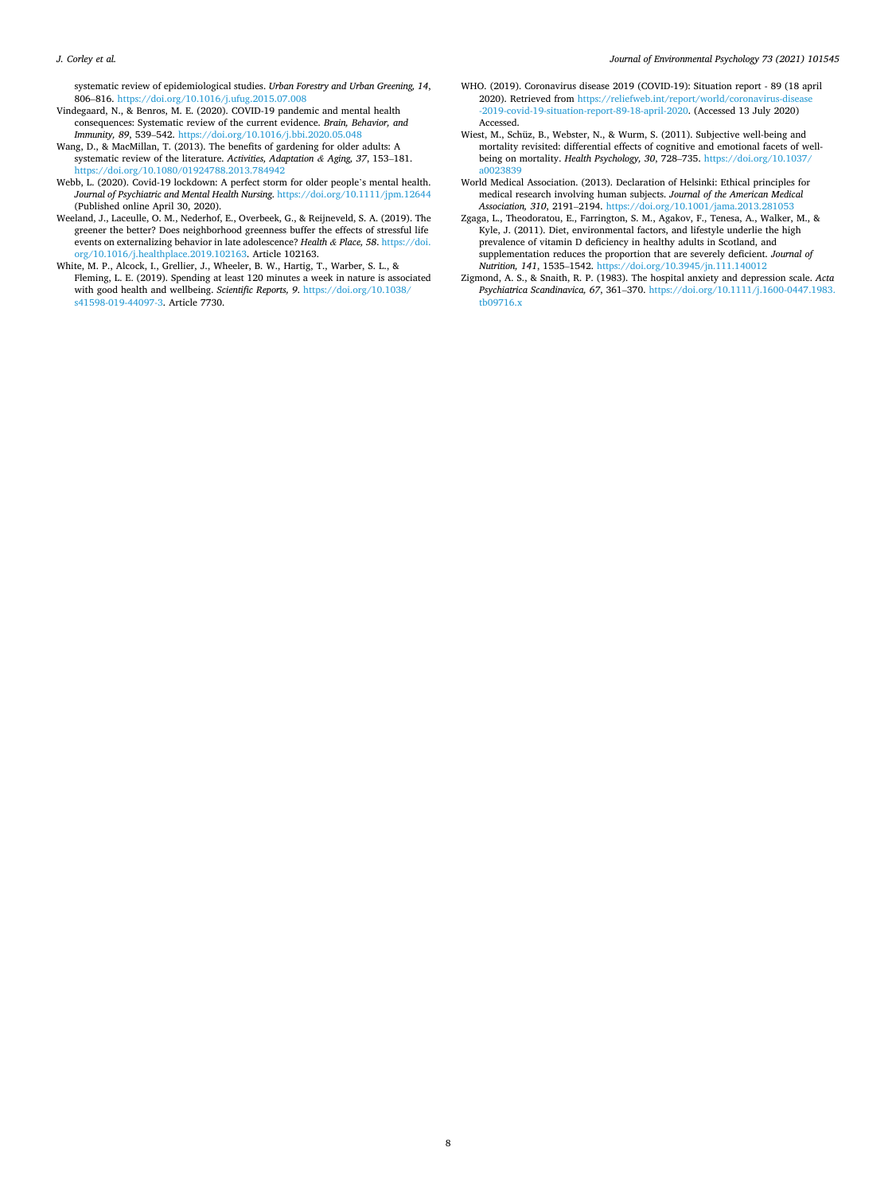systematic review of epidemiological studies. *Urban Forestry and Urban Greening, 14*, 806–816. https://doi.org/10.1016/j.ufug.2015.07.008

Vindegaard, N., & Benros, M. E. (2020). COVID-19 pandemic and mental health consequences: Systematic review of the current evidence. *Brain, Behavior, and Immunity, 89*, 539–542. https://doi.org/10.1016/j.bbi.2020.05.048

Wang, D., & MacMillan, T. (2013). The benefits of gardening for older adults: A systematic review of the literature. *Activities, Adaptation & Aging, 37*, 153–181. https://doi.org/10.1080/01924788.2013.784942

Webb, L. (2020). Covid-19 lockdown: A perfect storm for older people's mental health. *Journal of Psychiatric and Mental Health Nursing*. https://doi.org/10.1111/jpm.12644 (Published online April 30, 2020).

Weeland, J., Laceulle, O. M., Nederhof, E., Overbeek, G., & Reijneveld, S. A. (2019). The greener the better? Does neighborhood greenness buffer the effects of stressful life events on externalizing behavior in late adolescence? *Health & Place, 58*. https://doi.org/10.1016/j.healthplace.2019.102163. Article 102163.

White, M. P., Alcock, I., Grellier, J., Wheeler, B. W., Hartig, T., Warber, S. L., & Fleming, L. E. (2019). Spending at least 120 minutes a week in nature is associated with good health and wellbeing. *Scientific Reports, 9*. https://doi.org/10.1038/s41598-019-44097-3. Article 7730.

WHO. (2019). Coronavirus disease 2019 (COVID-19): Situation report - 89 (18 april 2020). Retrieved from https://reliefweb.int/report/world/coronavirus-disease-2019-covid-19-situation-report-89-18-april-2020. (Accessed 13 July 2020) Accessed.

Wiest, M., Schüz, B., Webster, N., & Wurm, S. (2011). Subjective well-being and mortality revisited: differential effects of cognitive and emotional facets of well-being on mortality. *Health Psychology, 30*, 728–735. https://doi.org/10.1037/a0023839

World Medical Association. (2013). Declaration of Helsinki: Ethical principles for medical research involving human subjects. *Journal of the American Medical Association, 310*, 2191–2194. https://doi.org/10.1001/jama.2013.281053

Zgaga, L., Theodoratou, E., Farrington, S. M., Agakov, F., Tenesa, A., Walker, M., & Kyle, J. (2011). Diet, environmental factors, and lifestyle underlie the high prevalence of vitamin D deficiency in healthy adults in Scotland, and supplementation reduces the proportion that are severely deficient. *Journal of Nutrition, 141*, 1535–1542. https://doi.org/10.3945/jn.111.140012

Zigmond, A. S., & Snaith, R. P. (1983). The hospital anxiety and depression scale. *Acta Psychiatrica Scandinavica, 67*, 361–370. https://doi.org/10.1111/j.1600-0447.1983.tb09716.x